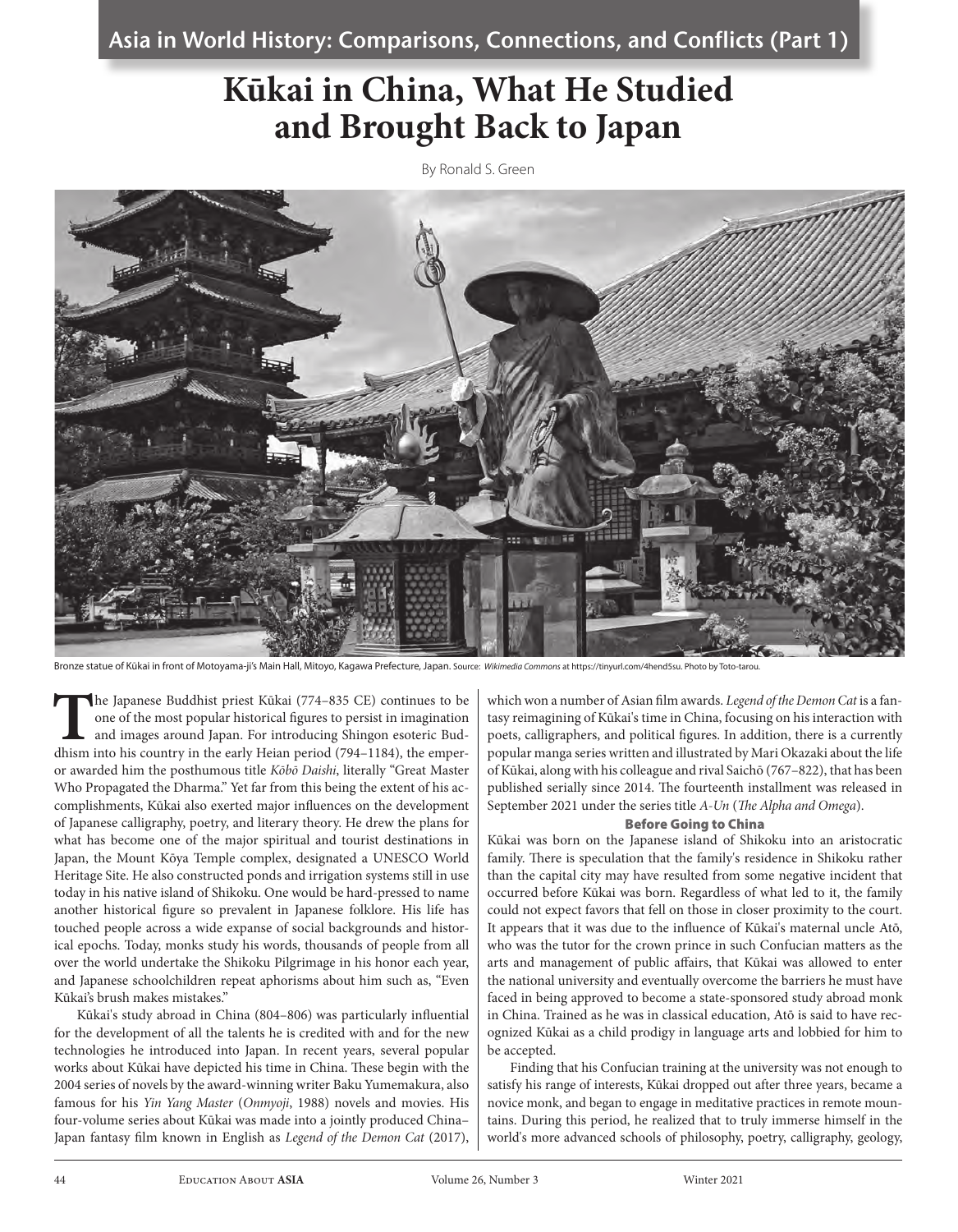Asia in World History: Comparisons, Connections, and Conflicts (Part 1)

# Kūkai in China, What He Studied and Brought Back to Japan

By Ronald S. Green

Bronze statue of Kūkai in front of Motoyama-ji's Main Hall, Mitoyo, Kagawa Prefecture, Japan. Source: *Wikimedia Commons* at https://tinyurl.com/4hend5su. Photo by Toto-tarou.

The Japanese Buddhist priest Kūkai (774–835 CE) continues to be one of the most popular historical figures to persist in imagination and images around Japan. For introducing Shingon esoteric Buddhism into his country in the early Heian period (794–1184), the emperor awarded him the posthumous title *Kōbō Daishi*, literally "Great Master Who Propagated the Dharma." Yet far from this being the extent of his accomplishments, Kūkai also exerted major influences on the development of Japanese calligraphy, poetry, and literary theory. He drew the plans for what has become one of the major spiritual and tourist destinations in Japan, the Mount Kōya Temple complex, designated a UNESCO World Heritage Site. He also constructed ponds and irrigation systems still in use today in his native island of Shikoku. One would be hard-pressed to name another historical figure so prevalent in Japanese folklore. His life has touched people across a wide expanse of social backgrounds and historical epochs. Today, monks study his words, thousands of people from all over the world undertake the Shikoku Pilgrimage in his honor each year, and Japanese schoolchildren repeat aphorisms about him such as, "Even Kūkai's brush makes mistakes."

Kūkai's study abroad in China (804–806) was particularly influential for the development of all the talents he is credited with and for the new technologies he introduced into Japan. In recent years, several popular works about Kūkai have depicted his time in China. These begin with the 2004 series of novels by the award-winning writer Baku Yumemakura, also famous for his *Yin Yang Master* (*Onmyoji*, 1988) novels and movies. His four-volume series about Kūkai was made into a jointly produced China–Japan fantasy film known in English as *Legend of the Demon Cat* (2017), which won a number of Asian film awards. *Legend of the Demon Cat* is a fantasy reimagining of Kūkai's time in China, focusing on his interaction with poets, calligraphers, and political figures. In addition, there is a currently popular manga series written and illustrated by Mari Okazaki about the life of Kūkai, along with his colleague and rival Saichō (767–822), that has been published serially since 2014. The fourteenth installment was released in September 2021 under the series title *A-Un* (*The Alpha and Omega*).

## Before Going to China

Kūkai was born on the Japanese island of Shikoku into an aristocratic family. There is speculation that the family's residence in Shikoku rather than the capital city may have resulted from some negative incident that occurred before Kūkai was born. Regardless of what led to it, the family could not expect favors that fell on those in closer proximity to the court. It appears that it was due to the influence of Kūkai's maternal uncle Atō, who was the tutor for the crown prince in such Confucian matters as the arts and management of public affairs, that Kūkai was allowed to enter the national university and eventually overcome the barriers he must have faced in being approved to become a state-sponsored study abroad monk in China. Trained as he was in classical education, Atō is said to have recognized Kūkai as a child prodigy in language arts and lobbied for him to be accepted.

Finding that his Confucian training at the university was not enough to satisfy his range of interests, Kūkai dropped out after three years, became a novice monk, and began to engage in meditative practices in remote mountains. During this period, he realized that to truly immerse himself in the world's more advanced schools of philosophy, poetry, calligraphy, geology,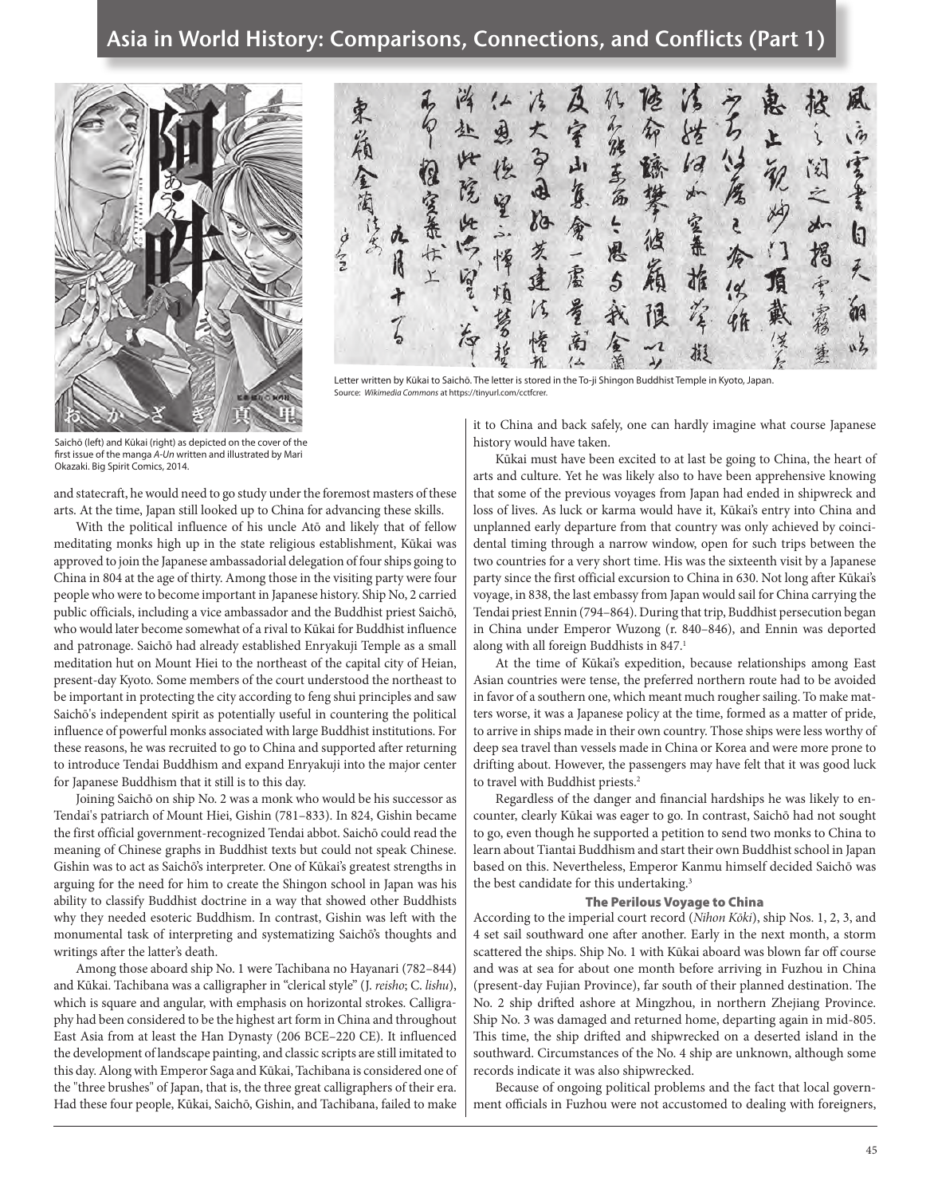Letter written by Kūkai to Saichō. The letter is stored in the To-ji Shingon Buddhist Temple in Kyoto, Japan.
Source: *Wikimedia Commons* at https://tinyurl.com/cctfcrer.

Saichō (left) and Kūkai (right) as depicted on the cover of the first issue of the manga *A-Un* written and illustrated by Mari Okazaki. Big Spirit Comics, 2014.

and statecraft, he would need to go study under the foremost masters of these arts. At the time, Japan still looked up to China for advancing these skills.

With the political influence of his uncle Atō and likely that of fellow meditating monks high up in the state religious establishment, Kūkai was approved to join the Japanese ambassadorial delegation of four ships going to China in 804 at the age of thirty. Among those in the visiting party were four people who were to become important in Japanese history. Ship No, 2 carried public officials, including a vice ambassador and the Buddhist priest Saichō, who would later become somewhat of a rival to Kūkai for Buddhist influence and patronage. Saichō had already established Enryakuji Temple as a small meditation hut on Mount Hiei to the northeast of the capital city of Heian, present-day Kyoto. Some members of the court understood the northeast to be important in protecting the city according to feng shui principles and saw Saichō's independent spirit as potentially useful in countering the political influence of powerful monks associated with large Buddhist institutions. For these reasons, he was recruited to go to China and supported after returning to introduce Tendai Buddhism and expand Enryakuji into the major center for Japanese Buddhism that it still is to this day.

Joining Saichō on ship No. 2 was a monk who would be his successor as Tendai's patriarch of Mount Hiei, Gishin (781–833). In 824, Gishin became the first official government-recognized Tendai abbot. Saichō could read the meaning of Chinese graphs in Buddhist texts but could not speak Chinese. Gishin was to act as Saichō's interpreter. One of Kūkai's greatest strengths in arguing for the need for him to create the Shingon school in Japan was his ability to classify Buddhist doctrine in a way that showed other Buddhists why they needed esoteric Buddhism. In contrast, Gishin was left with the monumental task of interpreting and systematizing Saichō's thoughts and writings after the latter's death.

Among those aboard ship No. 1 were Tachibana no Hayanari (782–844) and Kūkai. Tachibana was a calligrapher in "clerical style" (J. *reisho*; C. *lishu*), which is square and angular, with emphasis on horizontal strokes. Calligraphy had been considered to be the highest art form in China and throughout East Asia from at least the Han Dynasty (206 BCE–220 CE). It influenced the development of landscape painting, and classic scripts are still imitated to this day. Along with Emperor Saga and Kūkai, Tachibana is considered one of the "three brushes" of Japan, that is, the three great calligraphers of their era. Had these four people, Kūkai, Saichō, Gishin, and Tachibana, failed to make it to China and back safely, one can hardly imagine what course Japanese history would have taken.

Kūkai must have been excited to at last be going to China, the heart of arts and culture. Yet he was likely also to have been apprehensive knowing that some of the previous voyages from Japan had ended in shipwreck and loss of lives. As luck or karma would have it, Kūkai's entry into China and unplanned early departure from that country was only achieved by coincidental timing through a narrow window, open for such trips between the two countries for a very short time. His was the sixteenth visit by a Japanese party since the first official excursion to China in 630. Not long after Kūkai's voyage, in 838, the last embassy from Japan would sail for China carrying the Tendai priest Ennin (794–864). During that trip, Buddhist persecution began in China under Emperor Wuzong (r. 840–846), and Ennin was deported along with all foreign Buddhists in 847.[1]

At the time of Kūkai's expedition, because relationships among East Asian countries were tense, the preferred northern route had to be avoided in favor of a southern one, which meant much rougher sailing. To make matters worse, it was a Japanese policy at the time, formed as a matter of pride, to arrive in ships made in their own country. Those ships were less worthy of deep sea travel than vessels made in China or Korea and were more prone to drifting about. However, the passengers may have felt that it was good luck to travel with Buddhist priests.[2]

Regardless of the danger and financial hardships he was likely to encounter, clearly Kūkai was eager to go. In contrast, Saichō had not sought to go, even though he supported a petition to send two monks to China to learn about Tiantai Buddhism and start their own Buddhist school in Japan based on this. Nevertheless, Emperor Kanmu himself decided Saichō was the best candidate for this undertaking.[3]

### The Perilous Voyage to China

According to the imperial court record (*Nihon Kōki*), ship Nos. 1, 2, 3, and 4 set sail southward one after another. Early in the next month, a storm scattered the ships. Ship No. 1 with Kūkai aboard was blown far off course and was at sea for about one month before arriving in Fuzhou in China (present-day Fujian Province), far south of their planned destination. The No. 2 ship drifted ashore at Mingzhou, in northern Zhejiang Province. Ship No. 3 was damaged and returned home, departing again in mid-805. This time, the ship drifted and shipwrecked on a deserted island in the southward. Circumstances of the No. 4 ship are unknown, although some records indicate it was also shipwrecked.

Because of ongoing political problems and the fact that local government officials in Fuzhou were not accustomed to dealing with foreigners,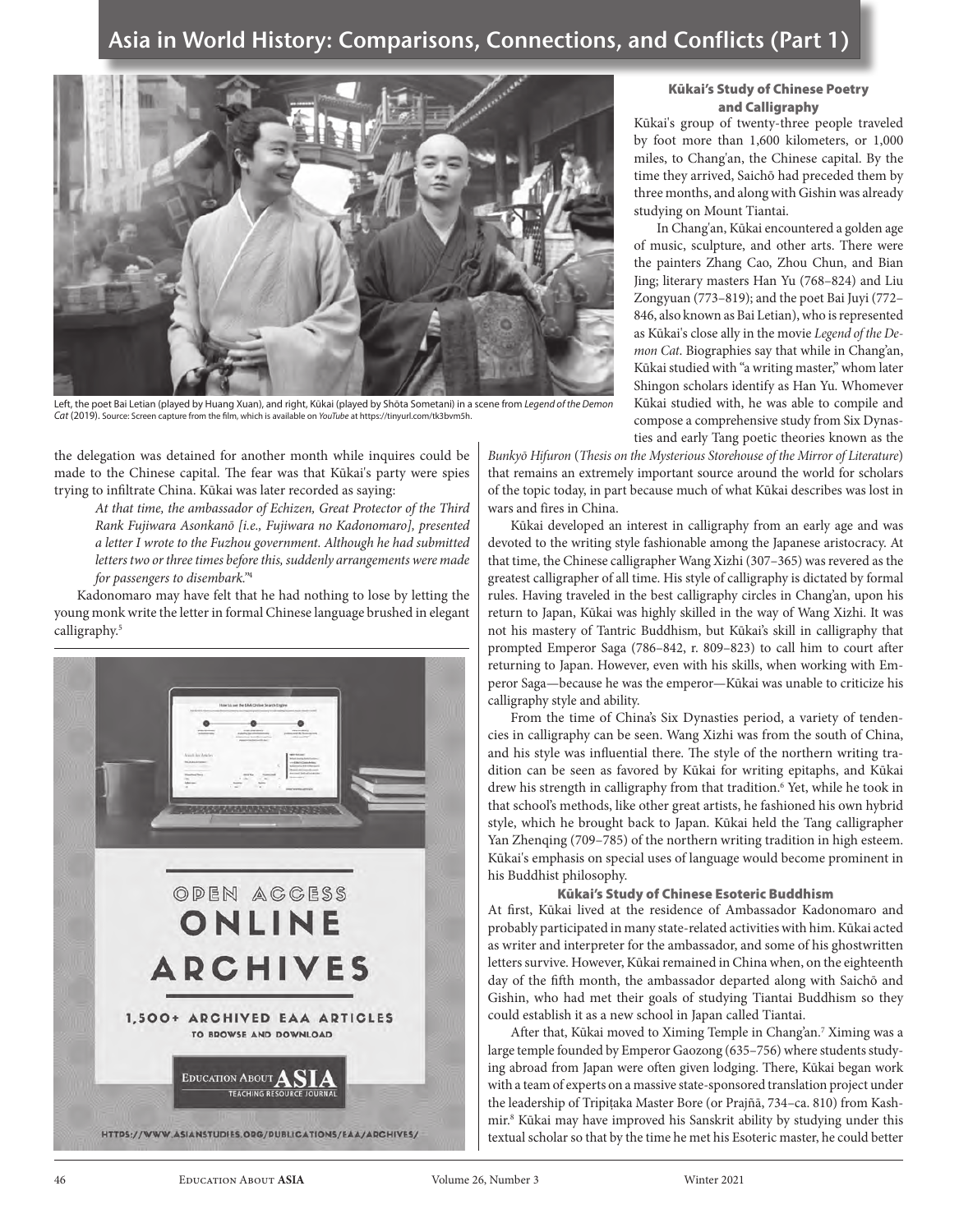Left, the poet Bai Letian (played by Huang Xuan), and right, Kūkai (played by Shōta Sometani) in a scene from *Legend of the Demon Cat* (2019). Source: Screen capture from the film, which is available on *YouTube* at https://tinyurl.com/tk3bvm5h.

the delegation was detained for another month while inquires could be made to the Chinese capital. The fear was that Kūkai's party were spies trying to infiltrate China. Kūkai was later recorded as saying:

> *At that time, the ambassador of Echizen, Great Protector of the Third Rank Fujiwara Asonkanō [i.e., Fujiwara no Kadonomaro], presented a letter I wrote to the Fuzhou government. Although he had submitted letters two or three times before this, suddenly arrangements were made for passengers to disembark.*"[4]

Kadonomaro may have felt that he had nothing to lose by letting the young monk write the letter in formal Chinese language brushed in elegant calligraphy.[5]

OPEN ACCESS ONLINE ARCHIVES

1,500+ ARCHIVED EAA ARTICLES TO BROWSE AND DOWNLOAD

EDUCATION ABOUT ASIA TEACHING RESOURCE JOURNAL

HTTPS://WWW.ASIANSTUDIES.ORG/PUBLICATIONS/EAA/ARCHIVES/

### Kūkai's Study of Chinese Poetry and Calligraphy

Kūkai's group of twenty-three people traveled by foot more than 1,600 kilometers, or 1,000 miles, to Chang'an, the Chinese capital. By the time they arrived, Saichō had preceded them by three months, and along with Gishin was already studying on Mount Tiantai.

In Chang'an, Kūkai encountered a golden age of music, sculpture, and other arts. There were the painters Zhang Cao, Zhou Chun, and Bian Jing; literary masters Han Yu (768–824) and Liu Zongyuan (773–819); and the poet Bai Juyi (772–846, also known as Bai Letian), who is represented as Kūkai's close ally in the movie *Legend of the Demon Cat*. Biographies say that while in Chang'an, Kūkai studied with "a writing master," whom later Shingon scholars identify as Han Yu. Whomever Kūkai studied with, he was able to compile and compose a comprehensive study from Six Dynasties and early Tang poetic theories known as the *Bunkyō Hifuron* (*Thesis on the Mysterious Storehouse of the Mirror of Literature*) that remains an extremely important source around the world for scholars of the topic today, in part because much of what Kūkai describes was lost in wars and fires in China.

Kūkai developed an interest in calligraphy from an early age and was devoted to the writing style fashionable among the Japanese aristocracy. At that time, the Chinese calligrapher Wang Xizhi (307–365) was revered as the greatest calligrapher of all time. His style of calligraphy is dictated by formal rules. Having traveled in the best calligraphy circles in Chang'an, upon his return to Japan, Kūkai was highly skilled in the way of Wang Xizhi. It was not his mastery of Tantric Buddhism, but Kūkai's skill in calligraphy that prompted Emperor Saga (786–842, r. 809–823) to call him to court after returning to Japan. However, even with his skills, when working with Emperor Saga—because he was the emperor—Kūkai was unable to criticize his calligraphy style and ability.

From the time of China's Six Dynasties period, a variety of tendencies in calligraphy can be seen. Wang Xizhi was from the south of China, and his style was influential there. The style of the northern writing tradition can be seen as favored by Kūkai for writing epitaphs, and Kūkai drew his strength in calligraphy from that tradition.[6] Yet, while he took in that school's methods, like other great artists, he fashioned his own hybrid style, which he brought back to Japan. Kūkai held the Tang calligrapher Yan Zhenqing (709–785) of the northern writing tradition in high esteem. Kūkai's emphasis on special uses of language would become prominent in his Buddhist philosophy.

### Kūkai's Study of Chinese Esoteric Buddhism

At first, Kūkai lived at the residence of Ambassador Kadonomaro and probably participated in many state-related activities with him. Kūkai acted as writer and interpreter for the ambassador, and some of his ghostwritten letters survive. However, Kūkai remained in China when, on the eighteenth day of the fifth month, the ambassador departed along with Saichō and Gishin, who had met their goals of studying Tiantai Buddhism so they could establish it as a new school in Japan called Tiantai.

After that, Kūkai moved to Ximing Temple in Chang'an.[7] Ximing was a large temple founded by Emperor Gaozong (635–756) where students studying abroad from Japan were often given lodging. There, Kūkai began work with a team of experts on a massive state-sponsored translation project under the leadership of Tripiṭaka Master Bore (or Prajñā, 734–ca. 810) from Kashmir.[8] Kūkai may have improved his Sanskrit ability by studying under this textual scholar so that by the time he met his Esoteric master, he could better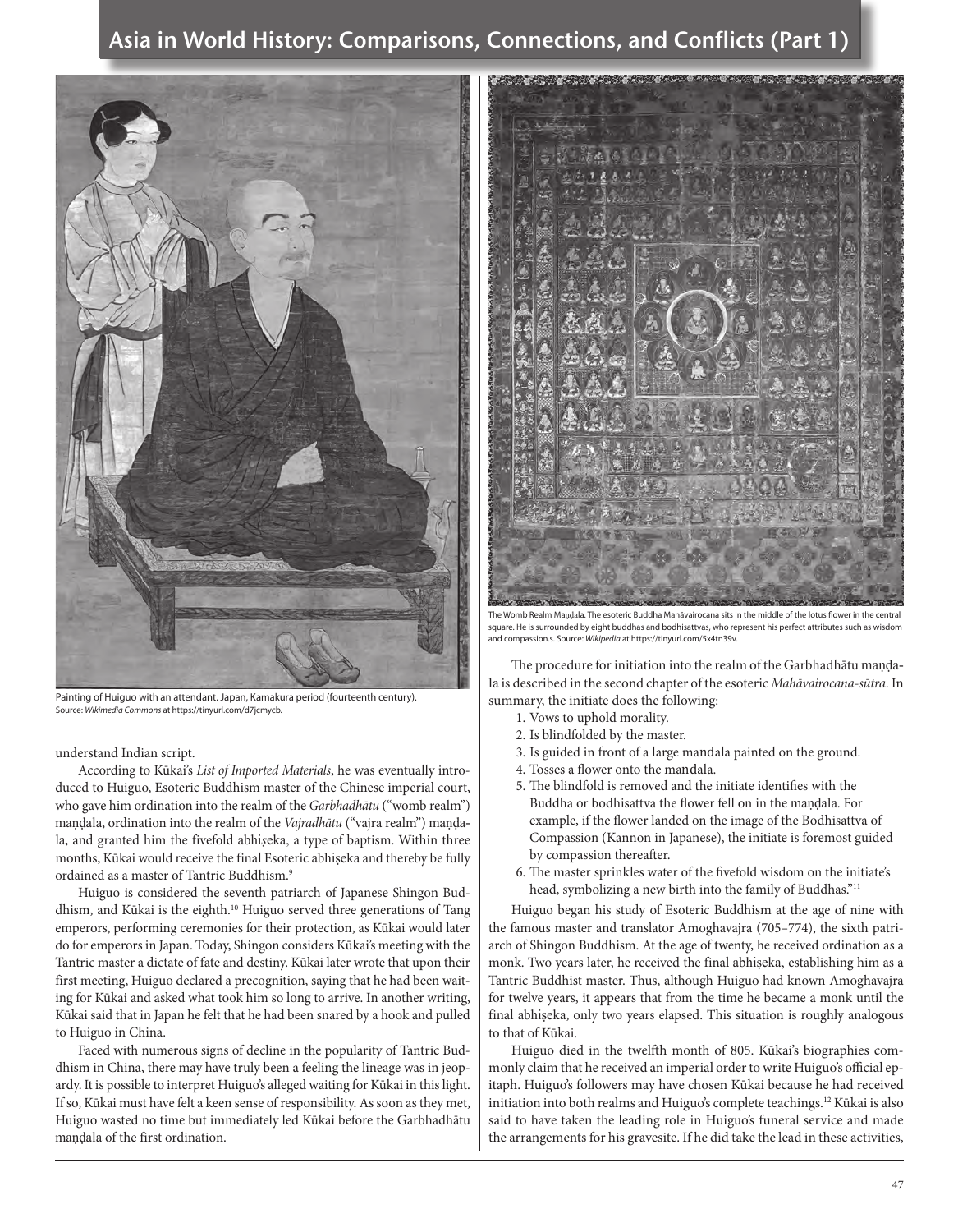Painting of Huiguo with an attendant. Japan, Kamakura period (fourteenth century). Source: *Wikimedia Commons* at https://tinyurl.com/d7jcmycb.

understand Indian script.

According to Kūkai's *List of Imported Materials*, he was eventually introduced to Huiguo, Esoteric Buddhism master of the Chinese imperial court, who gave him ordination into the realm of the *Garbhadhātu* ("womb realm") maṇḍala, ordination into the realm of the *Vajradhātu* ("vajra realm") maṇḍala, and granted him the fivefold abhiṣeka, a type of baptism. Within three months, Kūkai would receive the final Esoteric abhiṣeka and thereby be fully ordained as a master of Tantric Buddhism.[9]

Huiguo is considered the seventh patriarch of Japanese Shingon Buddhism, and Kūkai is the eighth.[10] Huiguo served three generations of Tang emperors, performing ceremonies for their protection, as Kūkai would later do for emperors in Japan. Today, Shingon considers Kūkai's meeting with the Tantric master a dictate of fate and destiny. Kūkai later wrote that upon their first meeting, Huiguo declared a precognition, saying that he had been waiting for Kūkai and asked what took him so long to arrive. In another writing, Kūkai said that in Japan he felt that he had been snared by a hook and pulled to Huiguo in China.

Faced with numerous signs of decline in the popularity of Tantric Buddhism in China, there may have truly been a feeling the lineage was in jeopardy. It is possible to interpret Huiguo's alleged waiting for Kūkai in this light. If so, Kūkai must have felt a keen sense of responsibility. As soon as they met, Huiguo wasted no time but immediately led Kūkai before the Garbhadhātu maṇḍala of the first ordination.

The Womb Realm Maṇḍala. The esoteric Buddha Mahāvairocana sits in the middle of the lotus flower in the central square. He is surrounded by eight buddhas and bodhisattvas, who represent his perfect attributes such as wisdom and compassion.s. Source: *Wikipedia* at https://tinyurl.com/5x4tn39v.

The procedure for initiation into the realm of the Garbhadhātu maṇḍala is described in the second chapter of the esoteric *Mahāvairocana-sūtra*. In summary, the initiate does the following:

1. Vows to uphold morality.
2. Is blindfolded by the master.
3. Is guided in front of a large mandala painted on the ground.
4. Tosses a flower onto the mandala.
5. The blindfold is removed and the initiate identifies with the Buddha or bodhisattva the flower fell on in the maṇḍala. For example, if the flower landed on the image of the Bodhisattva of Compassion (Kannon in Japanese), the initiate is foremost guided by compassion thereafter.
6. The master sprinkles water of the fivefold wisdom on the initiate's head, symbolizing a new birth into the family of Buddhas."[11]

Huiguo began his study of Esoteric Buddhism at the age of nine with the famous master and translator Amoghavajra (705–774), the sixth patriarch of Shingon Buddhism. At the age of twenty, he received ordination as a monk. Two years later, he received the final abhiṣeka, establishing him as a Tantric Buddhist master. Thus, although Huiguo had known Amoghavajra for twelve years, it appears that from the time he became a monk until the final abhiṣeka, only two years elapsed. This situation is roughly analogous to that of Kūkai.

Huiguo died in the twelfth month of 805. Kūkai's biographies commonly claim that he received an imperial order to write Huiguo's official epitaph. Huiguo's followers may have chosen Kūkai because he had received initiation into both realms and Huiguo's complete teachings.[12] Kūkai is also said to have taken the leading role in Huiguo's funeral service and made the arrangements for his gravesite. If he did take the lead in these activities,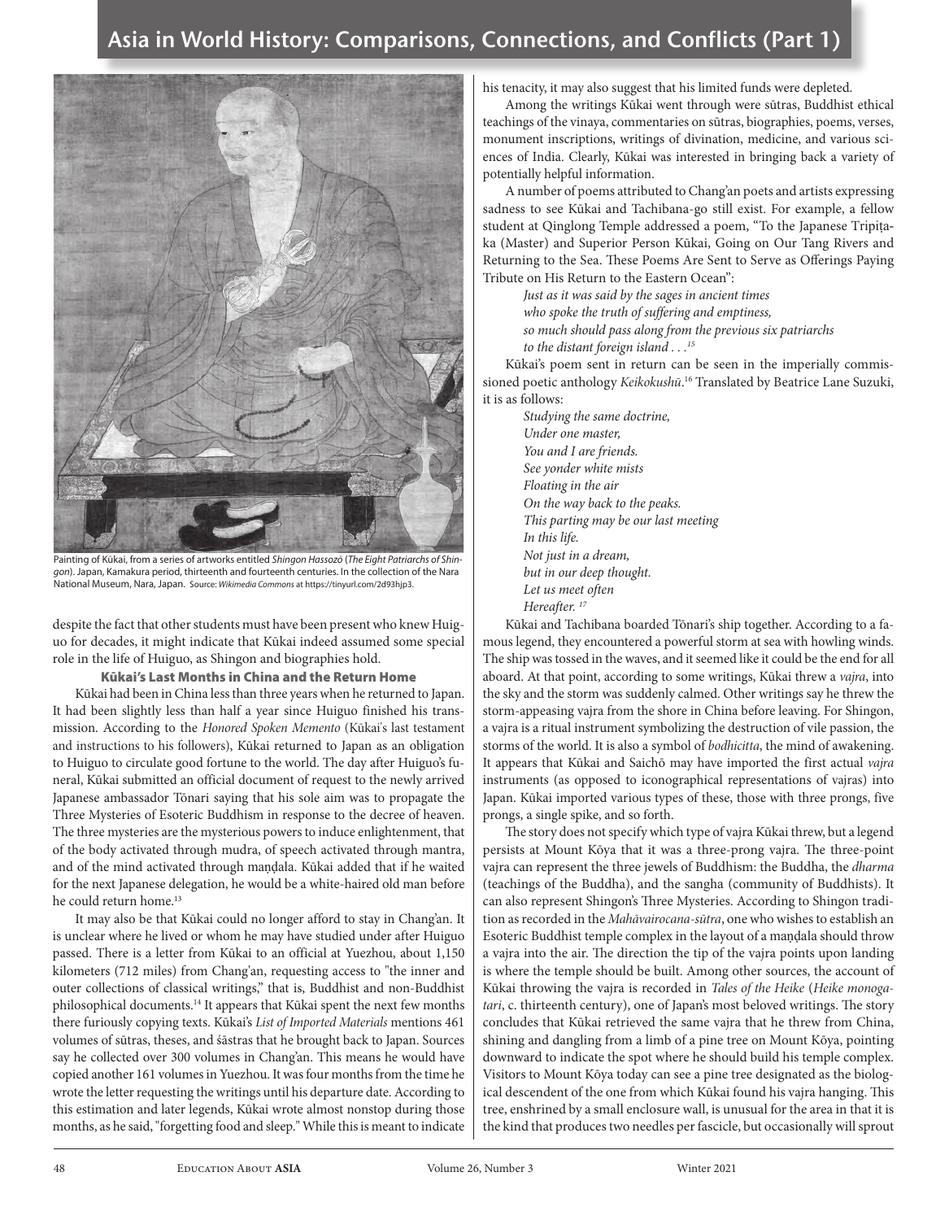Painting of Kūkai, from a series of artworks entitled *Shingon Hassozō* (*The Eight Patriarchs of Shingon*). Japan, Kamakura period, thirteenth and fourteenth centuries. In the collection of the Nara National Museum, Nara, Japan. Source: *Wikimedia Commons* at https://tinyurl.com/2d93hjp3.

despite the fact that other students must have been present who knew Huiguo for decades, it might indicate that Kūkai indeed assumed some special role in the life of Huiguo, as Shingon and biographies hold.

### Kūkai's Last Months in China and the Return Home

Kūkai had been in China less than three years when he returned to Japan. It had been slightly less than half a year since Huiguo finished his transmission. According to the *Honored Spoken Memento* (Kūkai's last testament and instructions to his followers), Kūkai returned to Japan as an obligation to Huiguo to circulate good fortune to the world. The day after Huiguo's funeral, Kūkai submitted an official document of request to the newly arrived Japanese ambassador Tōnari saying that his sole aim was to propagate the Three Mysteries of Esoteric Buddhism in response to the decree of heaven. The three mysteries are the mysterious powers to induce enlightenment, that of the body activated through mudra, of speech activated through mantra, and of the mind activated through maṇḍala. Kūkai added that if he waited for the next Japanese delegation, he would be a white-haired old man before he could return home.[13]

It may also be that Kūkai could no longer afford to stay in Chang'an. It is unclear where he lived or whom he may have studied under after Huiguo passed. There is a letter from Kūkai to an official at Yuezhou, about 1,150 kilometers (712 miles) from Chang'an, requesting access to "the inner and outer collections of classical writings," that is, Buddhist and non-Buddhist philosophical documents.[14] It appears that Kūkai spent the next few months there furiously copying texts. Kūkai's *List of Imported Materials* mentions 461 volumes of sūtras, theses, and śāstras that he brought back to Japan. Sources say he collected over 300 volumes in Chang'an. This means he would have copied another 161 volumes in Yuezhou. It was four months from the time he wrote the letter requesting the writings until his departure date. According to this estimation and later legends, Kūkai wrote almost nonstop during those months, as he said, "forgetting food and sleep." While this is meant to indicate his tenacity, it may also suggest that his limited funds were depleted.

Among the writings Kūkai went through were sūtras, Buddhist ethical teachings of the vinaya, commentaries on sūtras, biographies, poems, verses, monument inscriptions, writings of divination, medicine, and various sciences of India. Clearly, Kūkai was interested in bringing back a variety of potentially helpful information.

A number of poems attributed to Chang'an poets and artists expressing sadness to see Kūkai and Tachibana-go still exist. For example, a fellow student at Qinglong Temple addressed a poem, "To the Japanese Tripiṭaka (Master) and Superior Person Kūkai, Going on Our Tang Rivers and Returning to the Sea. These Poems Are Sent to Serve as Offerings Paying Tribute on His Return to the Eastern Ocean":

> *Just as it was said by the sages in ancient times*
> *who spoke the truth of suffering and emptiness,*
> *so much should pass along from the previous six patriarchs*
> *to the distant foreign island . . .*[15]

Kūkai's poem sent in return can be seen in the imperially commissioned poetic anthology *Keikokushū*.[16] Translated by Beatrice Lane Suzuki, it is as follows:

> *Studying the same doctrine,*
> *Under one master,*
> *You and I are friends.*
> *See yonder white mists*
> *Floating in the air*
> *On the way back to the peaks.*
> *This parting may be our last meeting*
> *In this life.*
> *Not just in a dream,*
> *but in our deep thought.*
> *Let us meet often*
> *Hereafter.*[17]

Kūkai and Tachibana boarded Tōnari's ship together. According to a famous legend, they encountered a powerful storm at sea with howling winds. The ship was tossed in the waves, and it seemed like it could be the end for all aboard. At that point, according to some writings, Kūkai threw a *vajra*, into the sky and the storm was suddenly calmed. Other writings say he threw the storm-appeasing vajra from the shore in China before leaving. For Shingon, a vajra is a ritual instrument symbolizing the destruction of vile passion, the storms of the world. It is also a symbol of *bodhicitta*, the mind of awakening. It appears that Kūkai and Saichō may have imported the first actual *vajra* instruments (as opposed to iconographical representations of vajras) into Japan. Kūkai imported various types of these, those with three prongs, five prongs, a single spike, and so forth.

The story does not specify which type of vajra Kūkai threw, but a legend persists at Mount Kōya that it was a three-prong vajra. The three-point vajra can represent the three jewels of Buddhism: the Buddha, the *dharma* (teachings of the Buddha), and the sangha (community of Buddhists). It can also represent Shingon's Three Mysteries. According to Shingon tradition as recorded in the *Mahāvairocana-sūtra*, one who wishes to establish an Esoteric Buddhist temple complex in the layout of a maṇḍala should throw a vajra into the air. The direction the tip of the vajra points upon landing is where the temple should be built. Among other sources, the account of Kūkai throwing the vajra is recorded in *Tales of the Heike* (*Heike monogatari*, c. thirteenth century), one of Japan's most beloved writings. The story concludes that Kūkai retrieved the same vajra that he threw from China, shining and dangling from a limb of a pine tree on Mount Kōya, pointing downward to indicate the spot where he should build his temple complex. Visitors to Mount Kōya today can see a pine tree designated as the biological descendent of the one from which Kūkai found his vajra hanging. This tree, enshrined by a small enclosure wall, is unusual for the area in that it is the kind that produces two needles per fascicle, but occasionally will sprout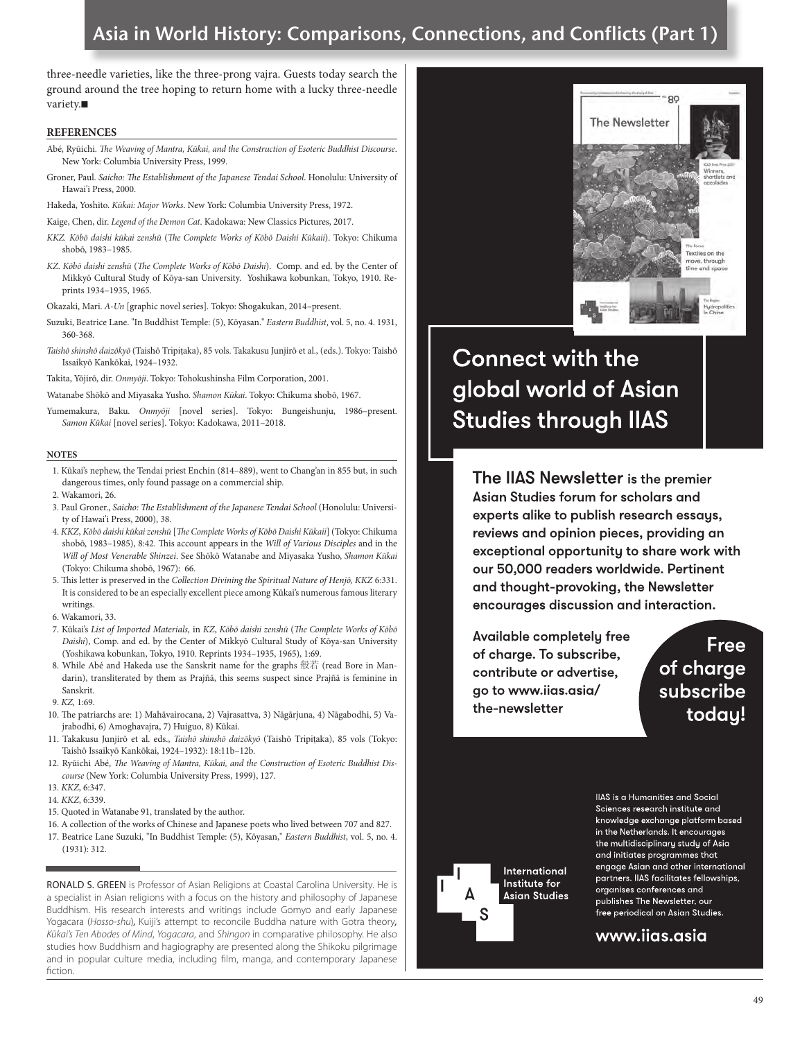three-needle varieties, like the three-prong vajra. Guests today search the ground around the tree hoping to return home with a lucky three-needle variety.■

## REFERENCES

Abé, Ryūichi. *The Weaving of Mantra, Kūkai, and the Construction of Esoteric Buddhist Discourse*. New York: Columbia University Press, 1999.

Groner, Paul. *Saicho: The Establishment of the Japanese Tendai School*. Honolulu: University of Hawai'i Press, 2000.

Hakeda, Yoshito. *Kūkai: Major Works*. New York: Columbia University Press, 1972.

Kaige, Chen, dir. *Legend of the Demon Cat*. Kadokawa: New Classics Pictures, 2017.

*KKZ. Kōbō daishi kūkai zenshū* (*The Complete Works of Kōbō Daishi Kūkai*). Tokyo: Chikuma shobō, 1983–1985.

*KZ. Kōbō daishi zenshū* (*The Complete Works of Kōbō Daishi*). Comp. and ed. by the Center of Mikkyō Cultural Study of Kōya-san University. Yoshikawa kobunkan, Tokyo, 1910. Reprints 1934–1935, 1965.

Okazaki, Mari. *A-Un* [graphic novel series]. Tokyo: Shogakuchan, 2014–present.

Suzuki, Beatrice Lane. "In Buddhist Temple: (5), Kōyasan." *Eastern Buddhist*, vol. 5, no. 4. 1931, 360-368.

*Taishō shinshō daizōkyō* (Taishō Tripiṭaka), 85 vols. Takakusu Junjirō et al., (eds.). Tokyo: Taishō Issaikyō Kankōkai, 1924–1932.

Takita, Yōjirō, dir. *Onmyōji*. Tokyo: Tohokushinsha Film Corporation, 2001.

Watanabe Shōkō and Miyasaka Yusho. *Shamon Kūkai*. Tokyo: Chikuma shobō, 1967.

Yumemakura, Baku. *Onmyōji* [novel series]. Tokyo: Bungeishunju, 1986–present. *Samon Kūkai* [novel series]. Tokyo: Kadokawa, 2011–2018.

## NOTES

1. Kūkai's nephew, the Tendai priest Enchin (814–889), went to Chang'an in 855 but, in such dangerous times, only found passage on a commercial ship.
2. Wakamori, 26.
3. Paul Groner., *Saicho: The Establishment of the Japanese Tendai School* (Honolulu: University of Hawai'i Press, 2000), 38.
4. *KKZ, Kōbō daishi kūkai zenshū* [*The Complete Works of Kōbō Daishi Kūkai*] (Tokyo: Chikuma shobō, 1983–1985), 8:42. This account appears in the *Will of Various Disciples* and in the *Will of Most Venerable Shinzei*. See Shōkō Watanabe and Miyasaka Yusho, *Shamon Kūkai* (Tokyo: Chikuma shobō, 1967): 66.
5. This letter is preserved in the *Collection Divining the Spiritual Nature of Henjō, KKZ* 6:331. It is considered to be an especially excellent piece among Kūkai's numerous famous literary writings.
6. Wakamori, 33.
7. Kūkai's *List of Imported Materials*, in *KZ, Kōbō daishi zenshū* (*The Complete Works of Kōbō Daishi*), Comp. and ed. by the Center of Mikkyō Cultural Study of Kōya-san University (Yoshikawa kobunkan, Tokyo, 1910. Reprints 1934–1935, 1965), 1:69.
8. While Abé and Hakeda use the Sanskrit name for the graphs 般若 (read Bore in Mandarin), transliterated by them as Prajñā, this seems suspect since Prajñā is feminine in Sanskrit.
9. *KZ*, 1:69.
10. The patriarchs are: 1) Mahāvairocana, 2) Vajrasattva, 3) Nāgārjuna, 4) Nāgabodhi, 5) Vajrabodhi, 6) Amoghavajra, 7) Huiguo, 8) Kūkai.
11. Takakusu Junjirō et al. eds., *Taishō shinshō daizōkyō* (Taishō Tripiṭaka), 85 vols (Tokyo: Taishō Issaikyō Kankōkai, 1924–1932): 18:11b–12b.
12. Ryūichi Abé, *The Weaving of Mantra, Kūkai, and the Construction of Esoteric Buddhist Discourse* (New York: Columbia University Press, 1999), 127.
13. *KKZ*, 6:347.
14. *KKZ*, 6:339.
15. Quoted in Watanabe 91, translated by the author.
16. A collection of the works of Chinese and Japanese poets who lived between 707 and 827.
17. Beatrice Lane Suzuki, "In Buddhist Temple: (5), Kōyasan," *Eastern Buddhist*, vol. 5, no. 4. (1931): 312.

RONALD S. GREEN is Professor of Asian Religions at Coastal Carolina University. He is a specialist in Asian religions with a focus on the history and philosophy of Japanese Buddhism. His research interests and writings include Gomyo and early Japanese Yogacara (*Hosso-shu*), Kuiji's attempt to reconcile Buddha nature with Gotra theory, *Kūkai's Ten Abodes of Mind*, *Yogacara*, and *Shingon* in comparative philosophy. He also studies how Buddhism and hagiography are presented along the Shikoku pilgrimage and in popular culture media, including film, manga, and contemporary Japanese fiction.

**Connect with the global world of Asian Studies through IIAS**

**The IIAS Newsletter** is the premier Asian Studies forum for scholars and experts alike to publish research essays, reviews and opinion pieces, providing an exceptional opportunity to share work with our 50,000 readers worldwide. Pertinent and thought-provoking, the Newsletter encourages discussion and interaction.

Available completely free of charge. To subscribe, contribute or advertise, go to www.iias.asia/the-newsletter

**Free of charge subscribe today!**

International Institute for Asian Studies

IIAS is a Humanities and Social Sciences research institute and knowledge exchange platform based in the Netherlands. It encourages the multidisciplinary study of Asia and initiates programmes that engage Asian and other international partners. IIAS facilitates fellowships, organises conferences and publishes The Newsletter, our free periodical on Asian Studies.

www.iias.asia